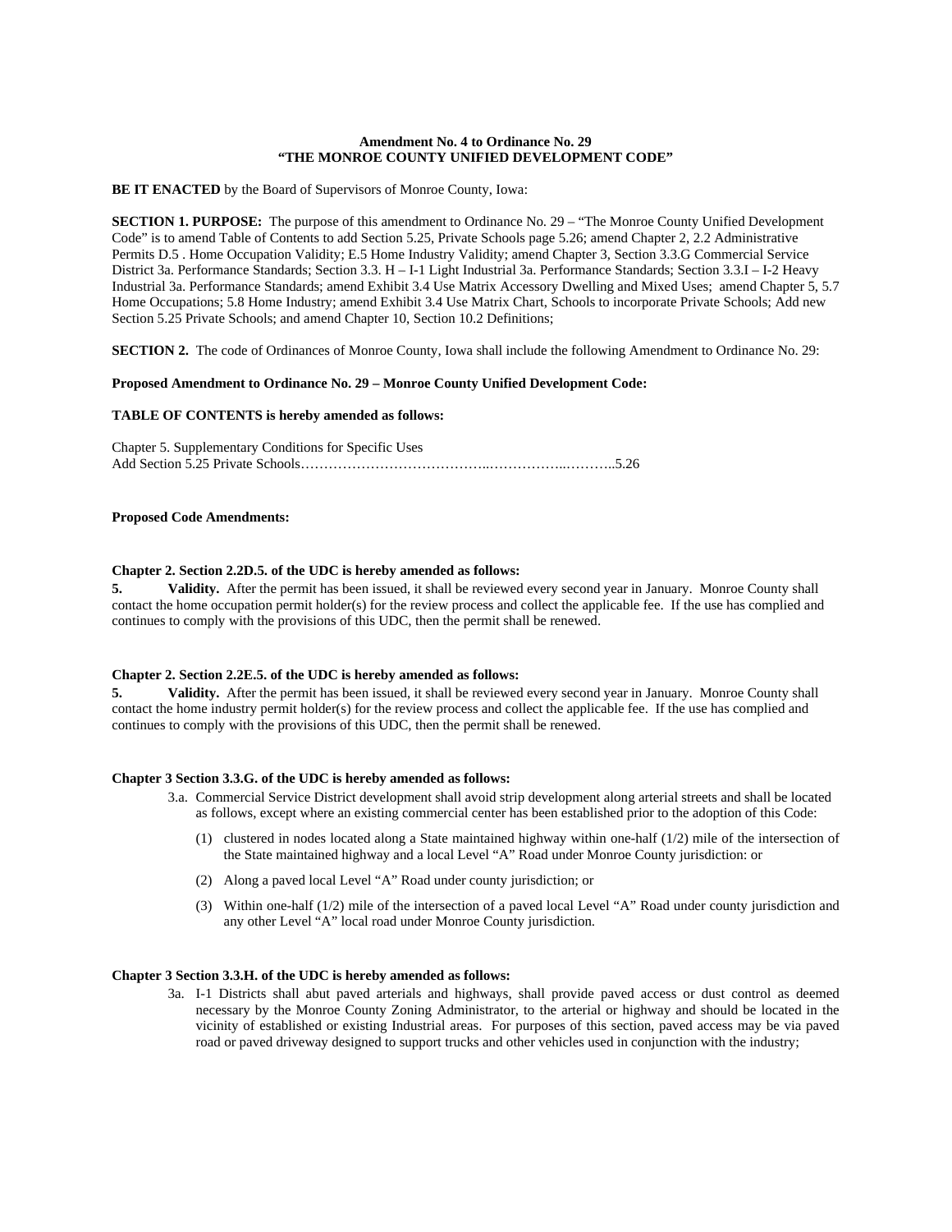**Amendment No. 4 to Ordinance No. 29**
**"THE MONROE COUNTY UNIFIED DEVELOPMENT CODE"**

**BE IT ENACTED** by the Board of Supervisors of Monroe County, Iowa:

**SECTION 1. PURPOSE:** The purpose of this amendment to Ordinance No. 29 – "The Monroe County Unified Development Code" is to amend Table of Contents to add Section 5.25, Private Schools page 5.26; amend Chapter 2, 2.2 Administrative Permits D.5 . Home Occupation Validity; E.5 Home Industry Validity; amend Chapter 3, Section 3.3.G Commercial Service District 3a. Performance Standards; Section 3.3. H – I-1 Light Industrial 3a. Performance Standards; Section 3.3.I – I-2 Heavy Industrial 3a. Performance Standards; amend Exhibit 3.4 Use Matrix Accessory Dwelling and Mixed Uses; amend Chapter 5, 5.7 Home Occupations; 5.8 Home Industry; amend Exhibit 3.4 Use Matrix Chart, Schools to incorporate Private Schools; Add new Section 5.25 Private Schools; and amend Chapter 10, Section 10.2 Definitions;

**SECTION 2.** The code of Ordinances of Monroe County, Iowa shall include the following Amendment to Ordinance No. 29:

**Proposed Amendment to Ordinance No. 29 – Monroe County Unified Development Code:**

**TABLE OF CONTENTS is hereby amended as follows:**

Chapter 5. Supplementary Conditions for Specific Uses
Add Section 5.25 Private Schools…………………………………..……………..………..5.26

**Proposed Code Amendments:**

**Chapter 2. Section 2.2D.5. of the UDC is hereby amended as follows:**

**5. Validity.** After the permit has been issued, it shall be reviewed every second year in January. Monroe County shall contact the home occupation permit holder(s) for the review process and collect the applicable fee. If the use has complied and continues to comply with the provisions of this UDC, then the permit shall be renewed.

**Chapter 2. Section 2.2E.5. of the UDC is hereby amended as follows:**

**5. Validity.** After the permit has been issued, it shall be reviewed every second year in January. Monroe County shall contact the home industry permit holder(s) for the review process and collect the applicable fee. If the use has complied and continues to comply with the provisions of this UDC, then the permit shall be renewed.

**Chapter 3 Section 3.3.G. of the UDC is hereby amended as follows:**

3.a. Commercial Service District development shall avoid strip development along arterial streets and shall be located as follows, except where an existing commercial center has been established prior to the adoption of this Code:

(1) clustered in nodes located along a State maintained highway within one-half (1/2) mile of the intersection of the State maintained highway and a local Level "A" Road under Monroe County jurisdiction: or

(2) Along a paved local Level "A" Road under county jurisdiction; or

(3) Within one-half (1/2) mile of the intersection of a paved local Level "A" Road under county jurisdiction and any other Level "A" local road under Monroe County jurisdiction.

**Chapter 3 Section 3.3.H. of the UDC is hereby amended as follows:**

3a. I-1 Districts shall abut paved arterials and highways, shall provide paved access or dust control as deemed necessary by the Monroe County Zoning Administrator, to the arterial or highway and should be located in the vicinity of established or existing Industrial areas. For purposes of this section, paved access may be via paved road or paved driveway designed to support trucks and other vehicles used in conjunction with the industry;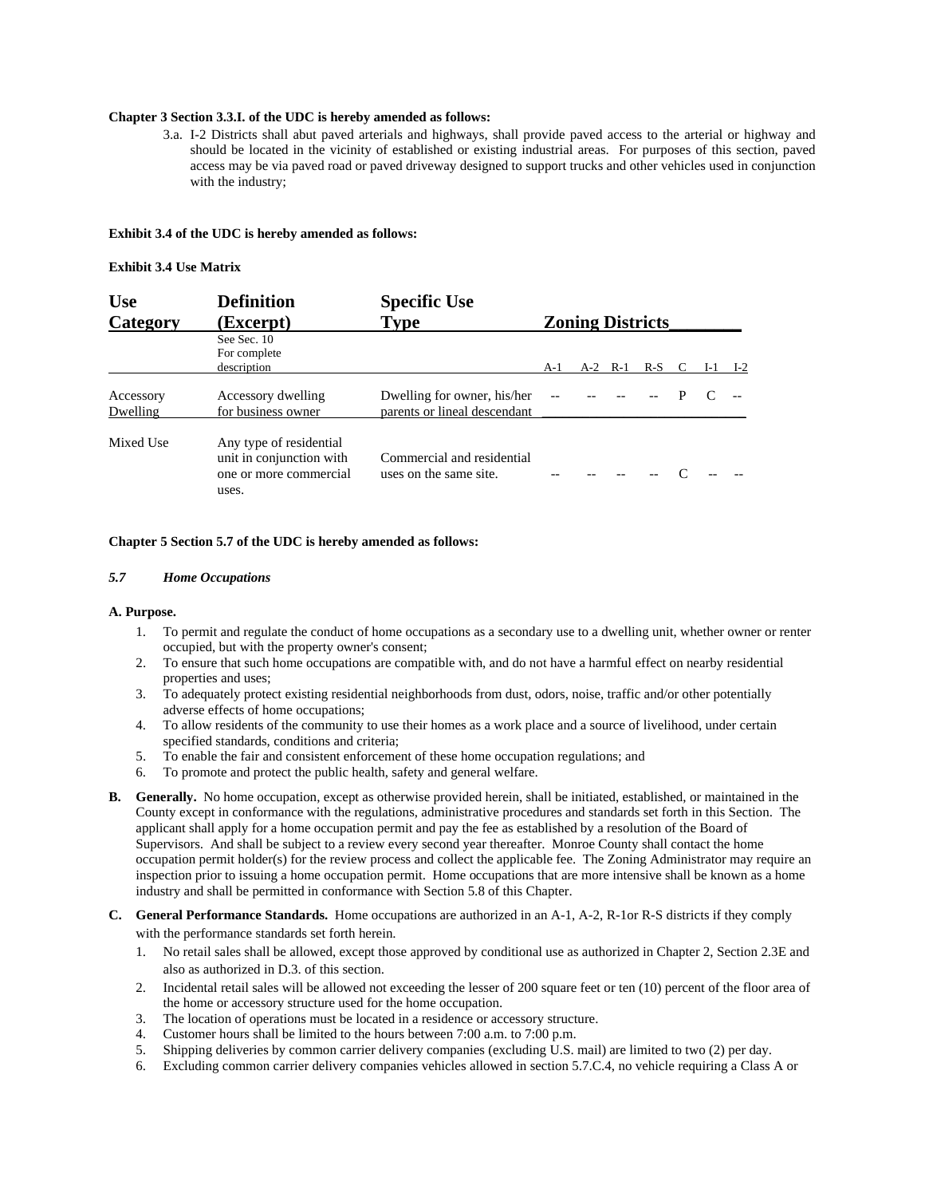**Chapter 3 Section 3.3.I. of the UDC is hereby amended as follows:**

3.a. I-2 Districts shall abut paved arterials and highways, shall provide paved access to the arterial or highway and should be located in the vicinity of established or existing industrial areas. For purposes of this section, paved access may be via paved road or paved driveway designed to support trucks and other vehicles used in conjunction with the industry;

**Exhibit 3.4 of the UDC is hereby amended as follows:**

**Exhibit 3.4 Use Matrix**

| Use Category | Definition (Excerpt) See Sec. 10 For complete description | Specific Use Type | Zoning Districts A-1 | A-2 | R-1 | R-S | C | I-1 | I-2 |
|---|---|---|---|---|---|---|---|---|---|
| Accessory Dwelling | Accessory dwelling for business owner | Dwelling for owner, his/her parents or lineal descendant | -- | -- | -- | -- | P | C | -- |
| Mixed Use | Any type of residential unit in conjunction with one or more commercial uses. | Commercial and residential uses on the same site. | -- | -- | -- | -- | C | -- | -- |

**Chapter 5 Section 5.7 of the UDC is hereby amended as follows:**

***5.7 Home Occupations***

**A. Purpose.**

1. To permit and regulate the conduct of home occupations as a secondary use to a dwelling unit, whether owner or renter occupied, but with the property owner's consent;
2. To ensure that such home occupations are compatible with, and do not have a harmful effect on nearby residential properties and uses;
3. To adequately protect existing residential neighborhoods from dust, odors, noise, traffic and/or other potentially adverse effects of home occupations;
4. To allow residents of the community to use their homes as a work place and a source of livelihood, under certain specified standards, conditions and criteria;
5. To enable the fair and consistent enforcement of these home occupation regulations; and
6. To promote and protect the public health, safety and general welfare.

**B. Generally.** No home occupation, except as otherwise provided herein, shall be initiated, established, or maintained in the County except in conformance with the regulations, administrative procedures and standards set forth in this Section. The applicant shall apply for a home occupation permit and pay the fee as established by a resolution of the Board of Supervisors. And shall be subject to a review every second year thereafter. Monroe County shall contact the home occupation permit holder(s) for the review process and collect the applicable fee. The Zoning Administrator may require an inspection prior to issuing a home occupation permit. Home occupations that are more intensive shall be known as a home industry and shall be permitted in conformance with Section 5.8 of this Chapter.

**C. General Performance Standards.** Home occupations are authorized in an A-1, A-2, R-1or R-S districts if they comply with the performance standards set forth herein.

1. No retail sales shall be allowed, except those approved by conditional use as authorized in Chapter 2, Section 2.3E and also as authorized in D.3. of this section.
2. Incidental retail sales will be allowed not exceeding the lesser of 200 square feet or ten (10) percent of the floor area of the home or accessory structure used for the home occupation.
3. The location of operations must be located in a residence or accessory structure.
4. Customer hours shall be limited to the hours between 7:00 a.m. to 7:00 p.m.
5. Shipping deliveries by common carrier delivery companies (excluding U.S. mail) are limited to two (2) per day.
6. Excluding common carrier delivery companies vehicles allowed in section 5.7.C.4, no vehicle requiring a Class A or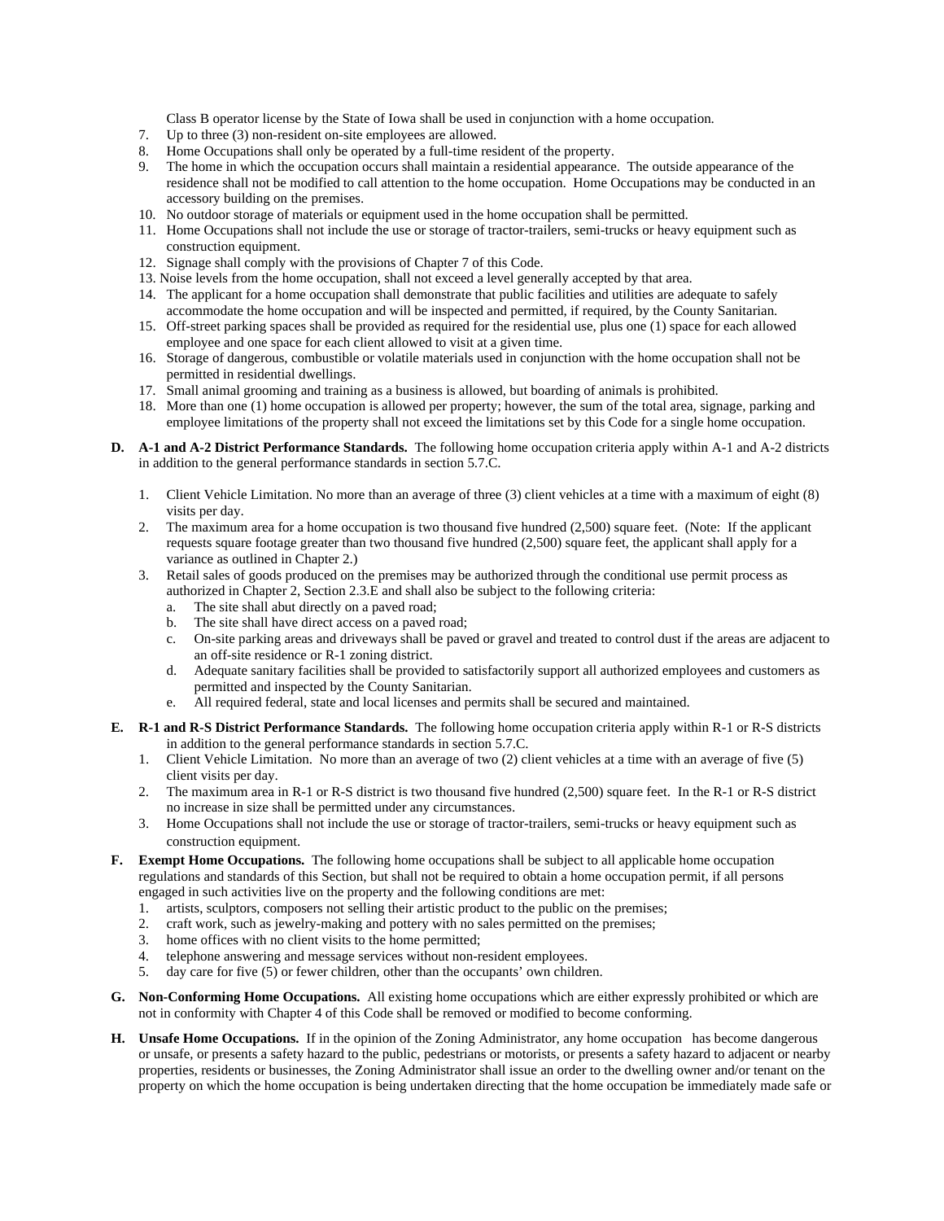Class B operator license by the State of Iowa shall be used in conjunction with a home occupation.

7. Up to three (3) non-resident on-site employees are allowed.
8. Home Occupations shall only be operated by a full-time resident of the property.
9. The home in which the occupation occurs shall maintain a residential appearance. The outside appearance of the residence shall not be modified to call attention to the home occupation. Home Occupations may be conducted in an accessory building on the premises.
10. No outdoor storage of materials or equipment used in the home occupation shall be permitted.
11. Home Occupations shall not include the use or storage of tractor-trailers, semi-trucks or heavy equipment such as construction equipment.
12. Signage shall comply with the provisions of Chapter 7 of this Code.
13. Noise levels from the home occupation, shall not exceed a level generally accepted by that area.
14. The applicant for a home occupation shall demonstrate that public facilities and utilities are adequate to safely accommodate the home occupation and will be inspected and permitted, if required, by the County Sanitarian.
15. Off-street parking spaces shall be provided as required for the residential use, plus one (1) space for each allowed employee and one space for each client allowed to visit at a given time.
16. Storage of dangerous, combustible or volatile materials used in conjunction with the home occupation shall not be permitted in residential dwellings.
17. Small animal grooming and training as a business is allowed, but boarding of animals is prohibited.
18. More than one (1) home occupation is allowed per property; however, the sum of the total area, signage, parking and employee limitations of the property shall not exceed the limitations set by this Code for a single home occupation.

**D. A-1 and A-2 District Performance Standards.** The following home occupation criteria apply within A-1 and A-2 districts in addition to the general performance standards in section 5.7.C.

1. Client Vehicle Limitation. No more than an average of three (3) client vehicles at a time with a maximum of eight (8) visits per day.
2. The maximum area for a home occupation is two thousand five hundred (2,500) square feet. (Note: If the applicant requests square footage greater than two thousand five hundred (2,500) square feet, the applicant shall apply for a variance as outlined in Chapter 2.)
3. Retail sales of goods produced on the premises may be authorized through the conditional use permit process as authorized in Chapter 2, Section 2.3.E and shall also be subject to the following criteria:
   a. The site shall abut directly on a paved road;
   b. The site shall have direct access on a paved road;
   c. On-site parking areas and driveways shall be paved or gravel and treated to control dust if the areas are adjacent to an off-site residence or R-1 zoning district.
   d. Adequate sanitary facilities shall be provided to satisfactorily support all authorized employees and customers as permitted and inspected by the County Sanitarian.
   e. All required federal, state and local licenses and permits shall be secured and maintained.

**E. R-1 and R-S District Performance Standards.** The following home occupation criteria apply within R-1 or R-S districts in addition to the general performance standards in section 5.7.C.

1. Client Vehicle Limitation. No more than an average of two (2) client vehicles at a time with an average of five (5) client visits per day.
2. The maximum area in R-1 or R-S district is two thousand five hundred (2,500) square feet. In the R-1 or R-S district no increase in size shall be permitted under any circumstances.
3. Home Occupations shall not include the use or storage of tractor-trailers, semi-trucks or heavy equipment such as construction equipment.

**F. Exempt Home Occupations.** The following home occupations shall be subject to all applicable home occupation regulations and standards of this Section, but shall not be required to obtain a home occupation permit, if all persons engaged in such activities live on the property and the following conditions are met:

1. artists, sculptors, composers not selling their artistic product to the public on the premises;
2. craft work, such as jewelry-making and pottery with no sales permitted on the premises;
3. home offices with no client visits to the home permitted;
4. telephone answering and message services without non-resident employees.
5. day care for five (5) or fewer children, other than the occupants' own children.

**G. Non-Conforming Home Occupations.** All existing home occupations which are either expressly prohibited or which are not in conformity with Chapter 4 of this Code shall be removed or modified to become conforming.

**H. Unsafe Home Occupations.** If in the opinion of the Zoning Administrator, any home occupation has become dangerous or unsafe, or presents a safety hazard to the public, pedestrians or motorists, or presents a safety hazard to adjacent or nearby properties, residents or businesses, the Zoning Administrator shall issue an order to the dwelling owner and/or tenant on the property on which the home occupation is being undertaken directing that the home occupation be immediately made safe or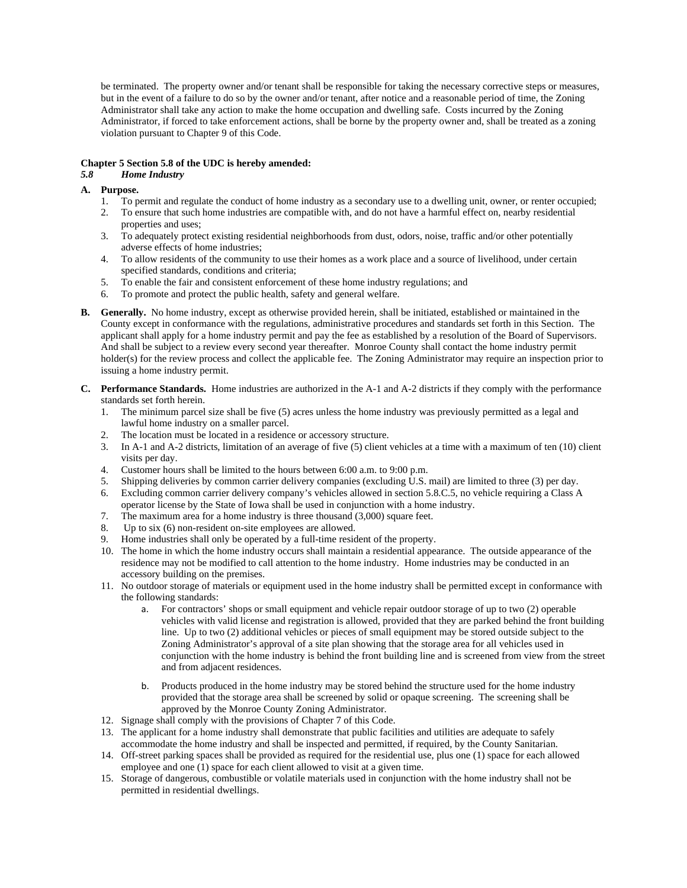be terminated. The property owner and/or tenant shall be responsible for taking the necessary corrective steps or measures, but in the event of a failure to do so by the owner and/or tenant, after notice and a reasonable period of time, the Zoning Administrator shall take any action to make the home occupation and dwelling safe. Costs incurred by the Zoning Administrator, if forced to take enforcement actions, shall be borne by the property owner and, shall be treated as a zoning violation pursuant to Chapter 9 of this Code.

**Chapter 5 Section 5.8 of the UDC is hereby amended:**

***5.8 Home Industry***

**A. Purpose.**

1. To permit and regulate the conduct of home industry as a secondary use to a dwelling unit, owner, or renter occupied;
2. To ensure that such home industries are compatible with, and do not have a harmful effect on, nearby residential properties and uses;
3. To adequately protect existing residential neighborhoods from dust, odors, noise, traffic and/or other potentially adverse effects of home industries;
4. To allow residents of the community to use their homes as a work place and a source of livelihood, under certain specified standards, conditions and criteria;
5. To enable the fair and consistent enforcement of these home industry regulations; and
6. To promote and protect the public health, safety and general welfare.

**B. Generally.** No home industry, except as otherwise provided herein, shall be initiated, established or maintained in the County except in conformance with the regulations, administrative procedures and standards set forth in this Section. The applicant shall apply for a home industry permit and pay the fee as established by a resolution of the Board of Supervisors. And shall be subject to a review every second year thereafter. Monroe County shall contact the home industry permit holder(s) for the review process and collect the applicable fee. The Zoning Administrator may require an inspection prior to issuing a home industry permit.

**C. Performance Standards.** Home industries are authorized in the A-1 and A-2 districts if they comply with the performance standards set forth herein.

1. The minimum parcel size shall be five (5) acres unless the home industry was previously permitted as a legal and lawful home industry on a smaller parcel.
2. The location must be located in a residence or accessory structure.
3. In A-1 and A-2 districts, limitation of an average of five (5) client vehicles at a time with a maximum of ten (10) client visits per day.
4. Customer hours shall be limited to the hours between 6:00 a.m. to 9:00 p.m.
5. Shipping deliveries by common carrier delivery companies (excluding U.S. mail) are limited to three (3) per day.
6. Excluding common carrier delivery company's vehicles allowed in section 5.8.C.5, no vehicle requiring a Class A operator license by the State of Iowa shall be used in conjunction with a home industry.
7. The maximum area for a home industry is three thousand (3,000) square feet.
8. Up to six (6) non-resident on-site employees are allowed.
9. Home industries shall only be operated by a full-time resident of the property.
10. The home in which the home industry occurs shall maintain a residential appearance. The outside appearance of the residence may not be modified to call attention to the home industry. Home industries may be conducted in an accessory building on the premises.
11. No outdoor storage of materials or equipment used in the home industry shall be permitted except in conformance with the following standards:
    a. For contractors' shops or small equipment and vehicle repair outdoor storage of up to two (2) operable vehicles with valid license and registration is allowed, provided that they are parked behind the front building line. Up to two (2) additional vehicles or pieces of small equipment may be stored outside subject to the Zoning Administrator's approval of a site plan showing that the storage area for all vehicles used in conjunction with the home industry is behind the front building line and is screened from view from the street and from adjacent residences.
    b. Products produced in the home industry may be stored behind the structure used for the home industry provided that the storage area shall be screened by solid or opaque screening. The screening shall be approved by the Monroe County Zoning Administrator.
12. Signage shall comply with the provisions of Chapter 7 of this Code.
13. The applicant for a home industry shall demonstrate that public facilities and utilities are adequate to safely accommodate the home industry and shall be inspected and permitted, if required, by the County Sanitarian.
14. Off-street parking spaces shall be provided as required for the residential use, plus one (1) space for each allowed employee and one (1) space for each client allowed to visit at a given time.
15. Storage of dangerous, combustible or volatile materials used in conjunction with the home industry shall not be permitted in residential dwellings.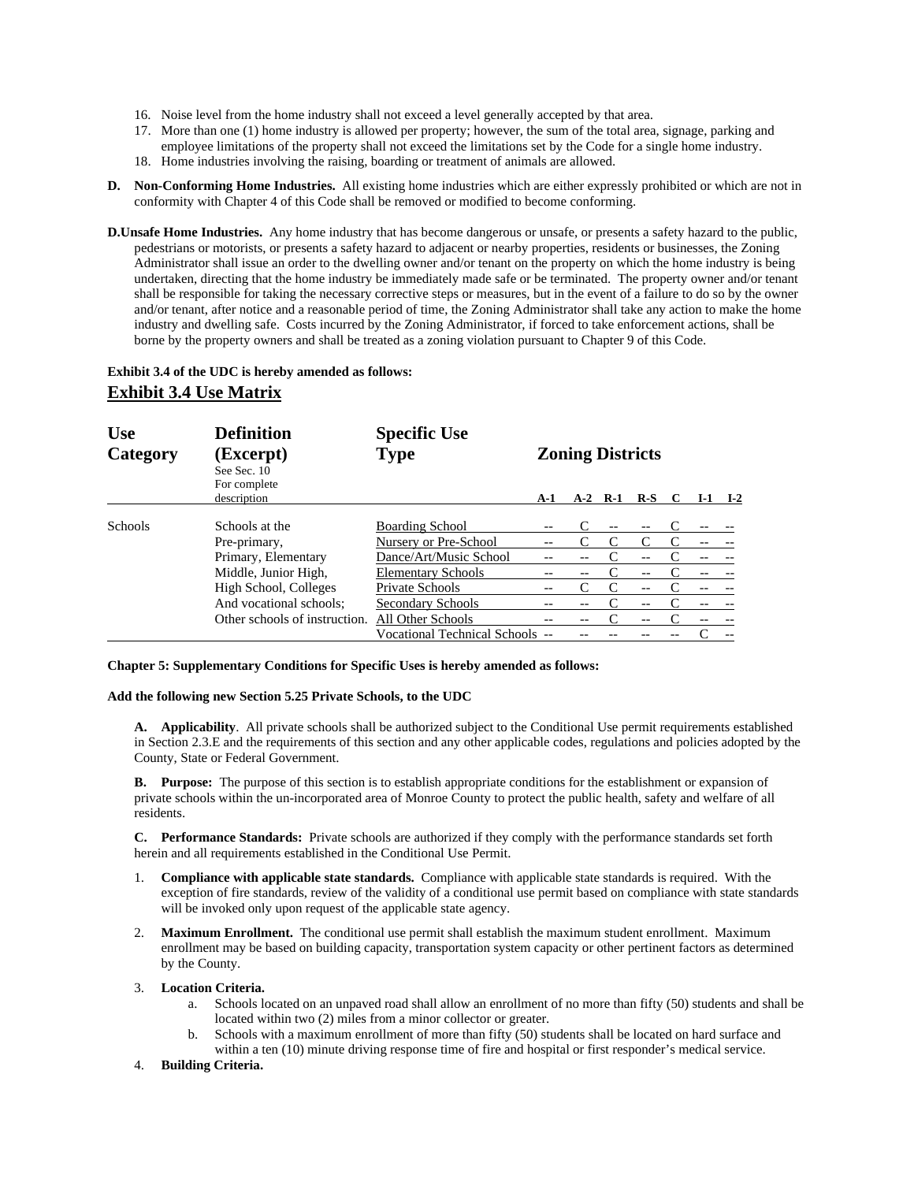16. Noise level from the home industry shall not exceed a level generally accepted by that area.
17. More than one (1) home industry is allowed per property; however, the sum of the total area, signage, parking and employee limitations of the property shall not exceed the limitations set by the Code for a single home industry.
18. Home industries involving the raising, boarding or treatment of animals are allowed.

**D. Non-Conforming Home Industries.** All existing home industries which are either expressly prohibited or which are not in conformity with Chapter 4 of this Code shall be removed or modified to become conforming.

**D.Unsafe Home Industries.** Any home industry that has become dangerous or unsafe, or presents a safety hazard to the public, pedestrians or motorists, or presents a safety hazard to adjacent or nearby properties, residents or businesses, the Zoning Administrator shall issue an order to the dwelling owner and/or tenant on the property on which the home industry is being undertaken, directing that the home industry be immediately made safe or be terminated. The property owner and/or tenant shall be responsible for taking the necessary corrective steps or measures, but in the event of a failure to do so by the owner and/or tenant, after notice and a reasonable period of time, the Zoning Administrator shall take any action to make the home industry and dwelling safe. Costs incurred by the Zoning Administrator, if forced to take enforcement actions, shall be borne by the property owners and shall be treated as a zoning violation pursuant to Chapter 9 of this Code.

**Exhibit 3.4 of the UDC is hereby amended as follows:**

## Exhibit 3.4 Use Matrix

| Use Category | Definition (Excerpt) See Sec. 10 For complete description | Specific Use Type | Zoning Districts A-1 | A-2 | R-1 | R-S | C | I-1 | I-2 |
|---|---|---|---|---|---|---|---|---|---|
| Schools | Schools at the | Boarding School | -- | C | -- | -- | C | -- | -- |
| | Pre-primary, | Nursery or Pre-School | -- | C | C | C | C | -- | -- |
| | Primary, Elementary | Dance/Art/Music School | -- | -- | C | -- | C | -- | -- |
| | Middle, Junior High, | Elementary Schools | -- | -- | C | -- | C | -- | -- |
| | High School, Colleges | Private Schools | -- | C | C | -- | C | -- | -- |
| | And vocational schools; | Secondary Schools | -- | -- | C | -- | C | -- | -- |
| | Other schools of instruction. | All Other Schools | -- | -- | C | -- | C | -- | -- |
| | | Vocational Technical Schools | -- | -- | -- | -- | -- | C | -- |

**Chapter 5: Supplementary Conditions for Specific Uses is hereby amended as follows:**

**Add the following new Section 5.25 Private Schools, to the UDC**

**A. Applicability**. All private schools shall be authorized subject to the Conditional Use permit requirements established in Section 2.3.E and the requirements of this section and any other applicable codes, regulations and policies adopted by the County, State or Federal Government.

**B. Purpose:** The purpose of this section is to establish appropriate conditions for the establishment or expansion of private schools within the un-incorporated area of Monroe County to protect the public health, safety and welfare of all residents.

**C. Performance Standards:** Private schools are authorized if they comply with the performance standards set forth herein and all requirements established in the Conditional Use Permit.

1. **Compliance with applicable state standards.** Compliance with applicable state standards is required. With the exception of fire standards, review of the validity of a conditional use permit based on compliance with state standards will be invoked only upon request of the applicable state agency.

2. **Maximum Enrollment.** The conditional use permit shall establish the maximum student enrollment. Maximum enrollment may be based on building capacity, transportation system capacity or other pertinent factors as determined by the County.

3. **Location Criteria.**
   a. Schools located on an unpaved road shall allow an enrollment of no more than fifty (50) students and shall be located within two (2) miles from a minor collector or greater.
   b. Schools with a maximum enrollment of more than fifty (50) students shall be located on hard surface and within a ten (10) minute driving response time of fire and hospital or first responder's medical service.

4. **Building Criteria.**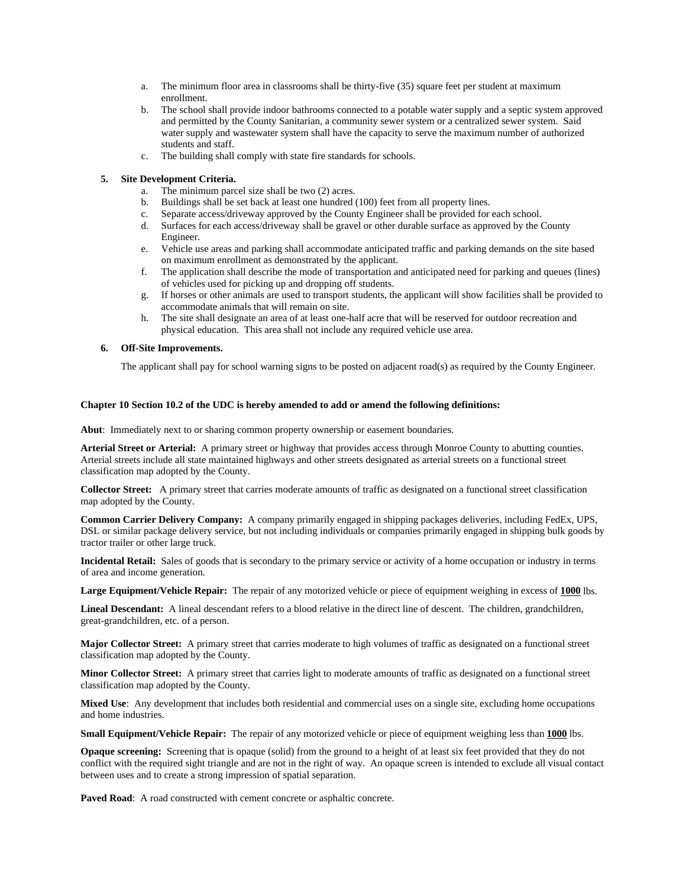a. The minimum floor area in classrooms shall be thirty-five (35) square feet per student at maximum enrollment.
b. The school shall provide indoor bathrooms connected to a potable water supply and a septic system approved and permitted by the County Sanitarian, a community sewer system or a centralized sewer system. Said water supply and wastewater system shall have the capacity to serve the maximum number of authorized students and staff.
c. The building shall comply with state fire standards for schools.

**5. Site Development Criteria.**

a. The minimum parcel size shall be two (2) acres.
b. Buildings shall be set back at least one hundred (100) feet from all property lines.
c. Separate access/driveway approved by the County Engineer shall be provided for each school.
d. Surfaces for each access/driveway shall be gravel or other durable surface as approved by the County Engineer.
e. Vehicle use areas and parking shall accommodate anticipated traffic and parking demands on the site based on maximum enrollment as demonstrated by the applicant.
f. The application shall describe the mode of transportation and anticipated need for parking and queues (lines) of vehicles used for picking up and dropping off students.
g. If horses or other animals are used to transport students, the applicant will show facilities shall be provided to accommodate animals that will remain on site.
h. The site shall designate an area of at least one-half acre that will be reserved for outdoor recreation and physical education. This area shall not include any required vehicle use area.

**6. Off-Site Improvements.**

The applicant shall pay for school warning signs to be posted on adjacent road(s) as required by the County Engineer.

**Chapter 10 Section 10.2 of the UDC is hereby amended to add or amend the following definitions:**

**Abut**: Immediately next to or sharing common property ownership or easement boundaries.

**Arterial Street or Arterial:** A primary street or highway that provides access through Monroe County to abutting counties. Arterial streets include all state maintained highways and other streets designated as arterial streets on a functional street classification map adopted by the County.

**Collector Street:** A primary street that carries moderate amounts of traffic as designated on a functional street classification map adopted by the County.

**Common Carrier Delivery Company:** A company primarily engaged in shipping packages deliveries, including FedEx, UPS, DSL or similar package delivery service, but not including individuals or companies primarily engaged in shipping bulk goods by tractor trailer or other large truck.

**Incidental Retail:** Sales of goods that is secondary to the primary service or activity of a home occupation or industry in terms of area and income generation.

**Large Equipment/Vehicle Repair:** The repair of any motorized vehicle or piece of equipment weighing in excess of **1000** lbs.

**Lineal Descendant:** A lineal descendant refers to a blood relative in the direct line of descent. The children, grandchildren, great-grandchildren, etc. of a person.

**Major Collector Street:** A primary street that carries moderate to high volumes of traffic as designated on a functional street classification map adopted by the County.

**Minor Collector Street:** A primary street that carries light to moderate amounts of traffic as designated on a functional street classification map adopted by the County.

**Mixed Use**: Any development that includes both residential and commercial uses on a single site, excluding home occupations and home industries.

**Small Equipment/Vehicle Repair:** The repair of any motorized vehicle or piece of equipment weighing less than **1000** lbs.

**Opaque screening:** Screening that is opaque (solid) from the ground to a height of at least six feet provided that they do not conflict with the required sight triangle and are not in the right of way. An opaque screen is intended to exclude all visual contact between uses and to create a strong impression of spatial separation.

**Paved Road**: A road constructed with cement concrete or asphaltic concrete.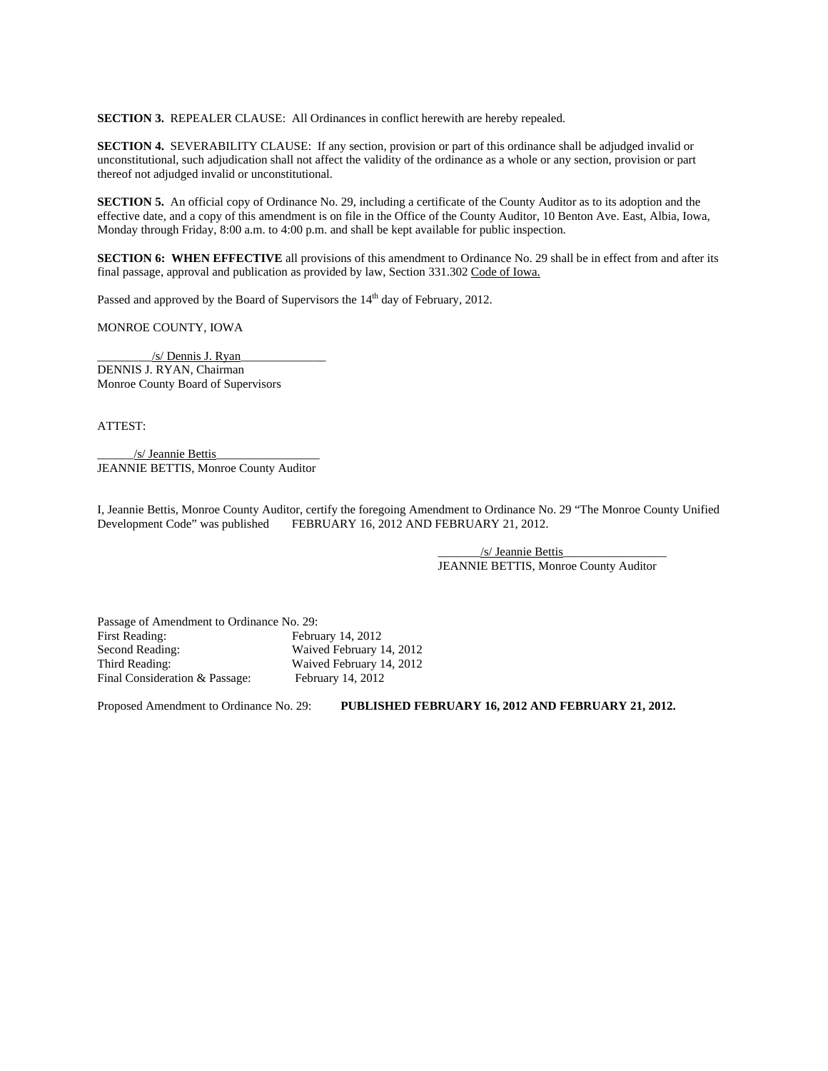**SECTION 3.** REPEALER CLAUSE: All Ordinances in conflict herewith are hereby repealed.

**SECTION 4.** SEVERABILITY CLAUSE: If any section, provision or part of this ordinance shall be adjudged invalid or unconstitutional, such adjudication shall not affect the validity of the ordinance as a whole or any section, provision or part thereof not adjudged invalid or unconstitutional.

**SECTION 5.** An official copy of Ordinance No. 29, including a certificate of the County Auditor as to its adoption and the effective date, and a copy of this amendment is on file in the Office of the County Auditor, 10 Benton Ave. East, Albia, Iowa, Monday through Friday, 8:00 a.m. to 4:00 p.m. and shall be kept available for public inspection.

**SECTION 6: WHEN EFFECTIVE** all provisions of this amendment to Ordinance No. 29 shall be in effect from and after its final passage, approval and publication as provided by law, Section 331.302 Code of Iowa.

Passed and approved by the Board of Supervisors the 14th day of February, 2012.

MONROE COUNTY, IOWA

_________/s/ Dennis J. Ryan______________
DENNIS J. RYAN, Chairman
Monroe County Board of Supervisors

ATTEST:

______/s/ Jeannie Bettis_________________
JEANNIE BETTIS, Monroe County Auditor

I, Jeannie Bettis, Monroe County Auditor, certify the foregoing Amendment to Ordinance No. 29 "The Monroe County Unified Development Code" was published FEBRUARY 16, 2012 AND FEBRUARY 21, 2012.

_______/s/ Jeannie Bettis_________________
JEANNIE BETTIS, Monroe County Auditor

Passage of Amendment to Ordinance No. 29:

| | |
|---|---|
| First Reading: | February 14, 2012 |
| Second Reading: | Waived February 14, 2012 |
| Third Reading: | Waived February 14, 2012 |
| Final Consideration & Passage: | February 14, 2012 |

Proposed Amendment to Ordinance No. 29: **PUBLISHED FEBRUARY 16, 2012 AND FEBRUARY 21, 2012.**